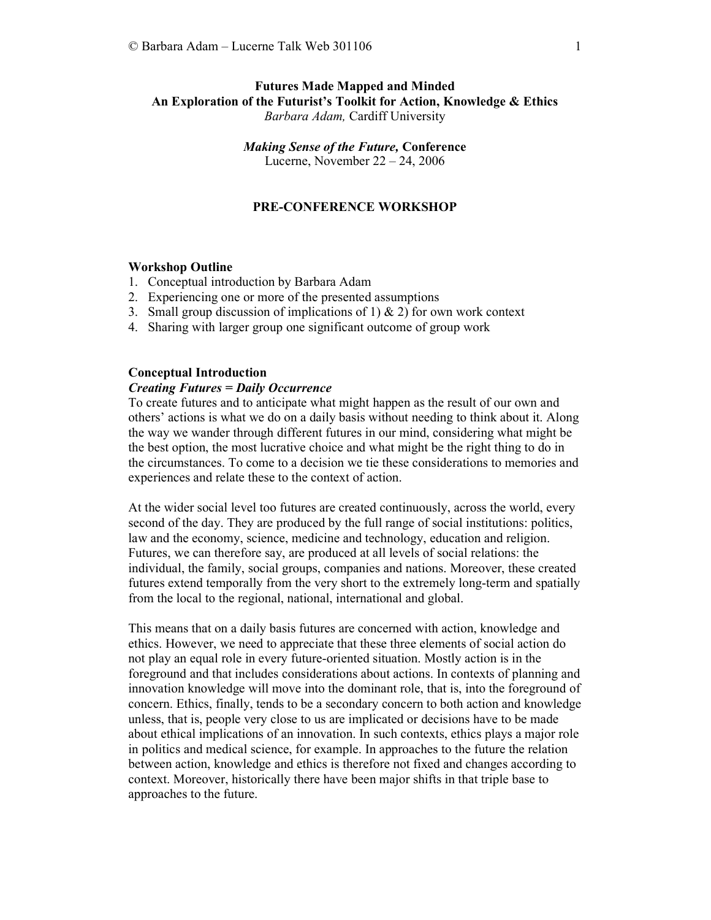# Futures Made Mapped and Minded
## An Exploration of the Futurist's Toolkit for Action, Knowledge & Ethics

*Barbara Adam,* Cardiff University

***Making Sense of the Future,*** **Conference**
Lucerne, November 22 – 24, 2006

## PRE-CONFERENCE WORKSHOP

### Workshop Outline

1. Conceptual introduction by Barbara Adam
2. Experiencing one or more of the presented assumptions
3. Small group discussion of implications of 1) & 2) for own work context
4. Sharing with larger group one significant outcome of group work

### Conceptual Introduction

***Creating Futures = Daily Occurrence***

To create futures and to anticipate what might happen as the result of our own and others' actions is what we do on a daily basis without needing to think about it. Along the way we wander through different futures in our mind, considering what might be the best option, the most lucrative choice and what might be the right thing to do in the circumstances. To come to a decision we tie these considerations to memories and experiences and relate these to the context of action.

At the wider social level too futures are created continuously, across the world, every second of the day. They are produced by the full range of social institutions: politics, law and the economy, science, medicine and technology, education and religion. Futures, we can therefore say, are produced at all levels of social relations: the individual, the family, social groups, companies and nations. Moreover, these created futures extend temporally from the very short to the extremely long-term and spatially from the local to the regional, national, international and global.

This means that on a daily basis futures are concerned with action, knowledge and ethics. However, we need to appreciate that these three elements of social action do not play an equal role in every future-oriented situation. Mostly action is in the foreground and that includes considerations about actions. In contexts of planning and innovation knowledge will move into the dominant role, that is, into the foreground of concern. Ethics, finally, tends to be a secondary concern to both action and knowledge unless, that is, people very close to us are implicated or decisions have to be made about ethical implications of an innovation. In such contexts, ethics plays a major role in politics and medical science, for example. In approaches to the future the relation between action, knowledge and ethics is therefore not fixed and changes according to context. Moreover, historically there have been major shifts in that triple base to approaches to the future.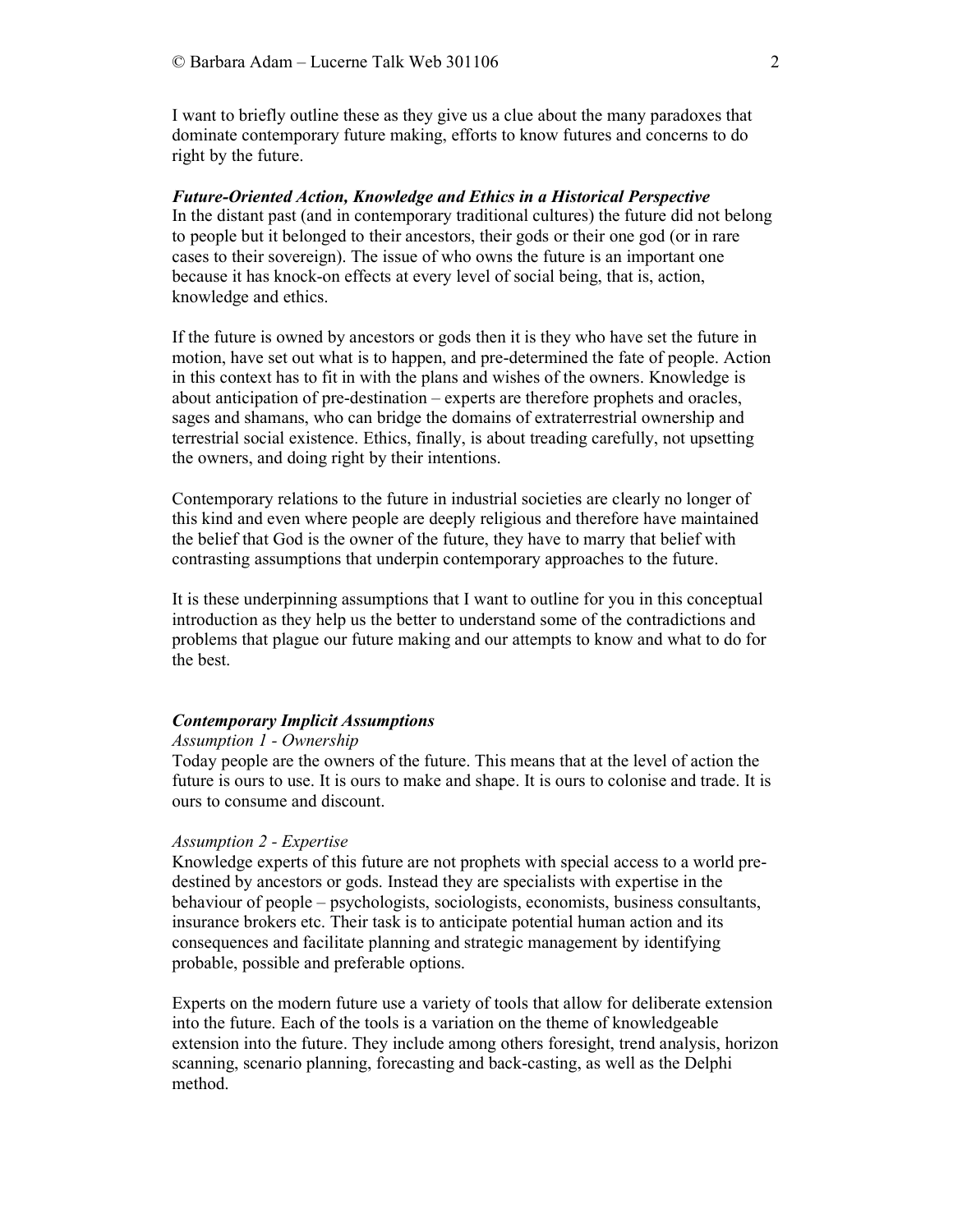I want to briefly outline these as they give us a clue about the many paradoxes that dominate contemporary future making, efforts to know futures and concerns to do right by the future.

### *Future-Oriented Action, Knowledge and Ethics in a Historical Perspective*

In the distant past (and in contemporary traditional cultures) the future did not belong to people but it belonged to their ancestors, their gods or their one god (or in rare cases to their sovereign). The issue of who owns the future is an important one because it has knock-on effects at every level of social being, that is, action, knowledge and ethics.

If the future is owned by ancestors or gods then it is they who have set the future in motion, have set out what is to happen, and pre-determined the fate of people. Action in this context has to fit in with the plans and wishes of the owners. Knowledge is about anticipation of pre-destination – experts are therefore prophets and oracles, sages and shamans, who can bridge the domains of extraterrestrial ownership and terrestrial social existence. Ethics, finally, is about treading carefully, not upsetting the owners, and doing right by their intentions.

Contemporary relations to the future in industrial societies are clearly no longer of this kind and even where people are deeply religious and therefore have maintained the belief that God is the owner of the future, they have to marry that belief with contrasting assumptions that underpin contemporary approaches to the future.

It is these underpinning assumptions that I want to outline for you in this conceptual introduction as they help us the better to understand some of the contradictions and problems that plague our future making and our attempts to know and what to do for the best.

### *Contemporary Implicit Assumptions*

*Assumption 1 - Ownership*

Today people are the owners of the future. This means that at the level of action the future is ours to use. It is ours to make and shape. It is ours to colonise and trade. It is ours to consume and discount.

*Assumption 2 - Expertise*

Knowledge experts of this future are not prophets with special access to a world pre-destined by ancestors or gods. Instead they are specialists with expertise in the behaviour of people – psychologists, sociologists, economists, business consultants, insurance brokers etc. Their task is to anticipate potential human action and its consequences and facilitate planning and strategic management by identifying probable, possible and preferable options.

Experts on the modern future use a variety of tools that allow for deliberate extension into the future. Each of the tools is a variation on the theme of knowledgeable extension into the future. They include among others foresight, trend analysis, horizon scanning, scenario planning, forecasting and back-casting, as well as the Delphi method.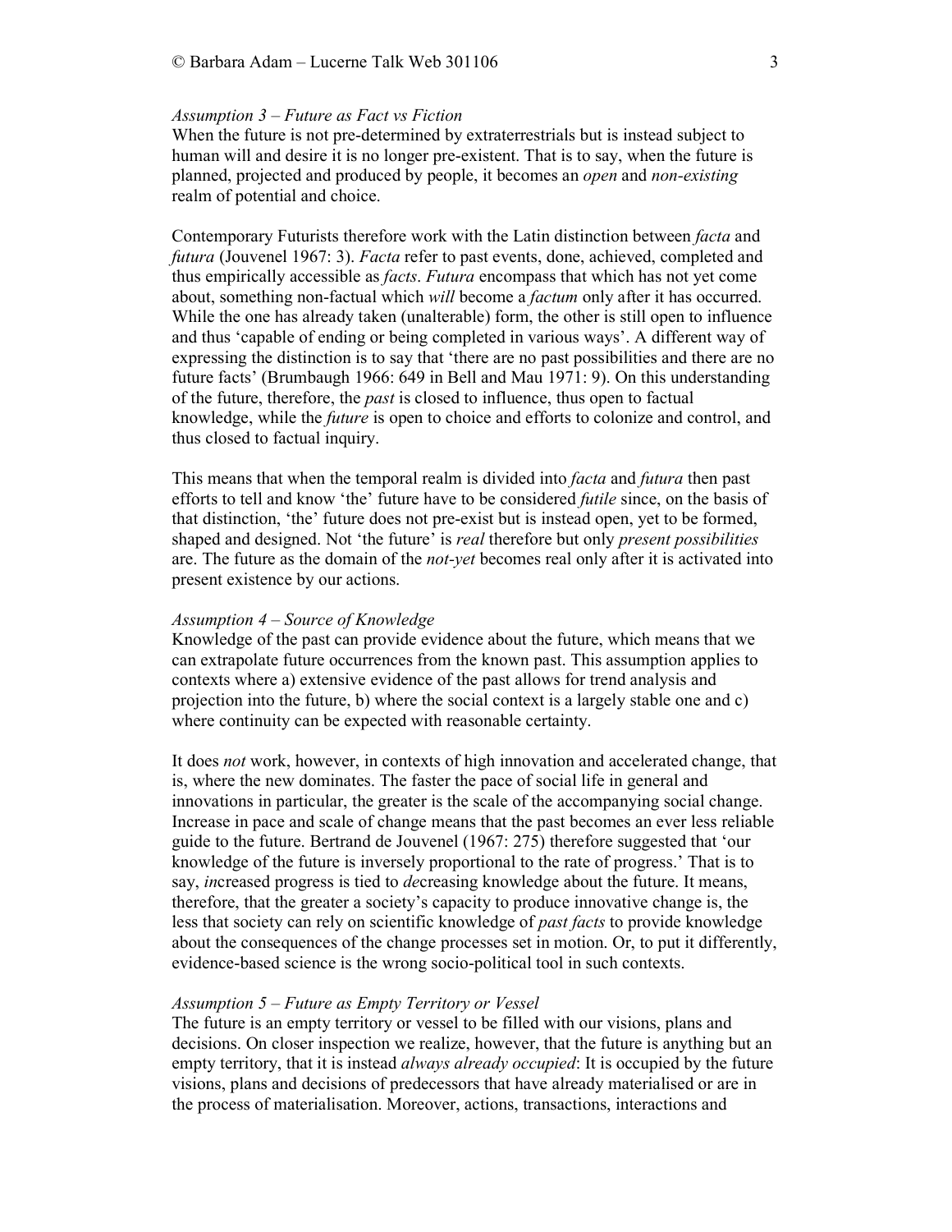*Assumption 3 – Future as Fact vs Fiction*

When the future is not pre-determined by extraterrestrials but is instead subject to human will and desire it is no longer pre-existent. That is to say, when the future is planned, projected and produced by people, it becomes an *open* and *non-existing* realm of potential and choice.

Contemporary Futurists therefore work with the Latin distinction between *facta* and *futura* (Jouvenel 1967: 3). *Facta* refer to past events, done, achieved, completed and thus empirically accessible as *facts*. *Futura* encompass that which has not yet come about, something non-factual which *will* become a *factum* only after it has occurred. While the one has already taken (unalterable) form, the other is still open to influence and thus 'capable of ending or being completed in various ways'. A different way of expressing the distinction is to say that 'there are no past possibilities and there are no future facts' (Brumbaugh 1966: 649 in Bell and Mau 1971: 9). On this understanding of the future, therefore, the *past* is closed to influence, thus open to factual knowledge, while the *future* is open to choice and efforts to colonize and control, and thus closed to factual inquiry.

This means that when the temporal realm is divided into *facta* and *futura* then past efforts to tell and know 'the' future have to be considered *futile* since, on the basis of that distinction, 'the' future does not pre-exist but is instead open, yet to be formed, shaped and designed. Not 'the future' is *real* therefore but only *present possibilities* are. The future as the domain of the *not-yet* becomes real only after it is activated into present existence by our actions.

*Assumption 4 – Source of Knowledge*

Knowledge of the past can provide evidence about the future, which means that we can extrapolate future occurrences from the known past. This assumption applies to contexts where a) extensive evidence of the past allows for trend analysis and projection into the future, b) where the social context is a largely stable one and c) where continuity can be expected with reasonable certainty.

It does *not* work, however, in contexts of high innovation and accelerated change, that is, where the new dominates. The faster the pace of social life in general and innovations in particular, the greater is the scale of the accompanying social change. Increase in pace and scale of change means that the past becomes an ever less reliable guide to the future. Bertrand de Jouvenel (1967: 275) therefore suggested that 'our knowledge of the future is inversely proportional to the rate of progress.' That is to say, *in*creased progress is tied to *de*creasing knowledge about the future. It means, therefore, that the greater a society's capacity to produce innovative change is, the less that society can rely on scientific knowledge of *past facts* to provide knowledge about the consequences of the change processes set in motion. Or, to put it differently, evidence-based science is the wrong socio-political tool in such contexts.

*Assumption 5 – Future as Empty Territory or Vessel*

The future is an empty territory or vessel to be filled with our visions, plans and decisions. On closer inspection we realize, however, that the future is anything but an empty territory, that it is instead *always already occupied*: It is occupied by the future visions, plans and decisions of predecessors that have already materialised or are in the process of materialisation. Moreover, actions, transactions, interactions and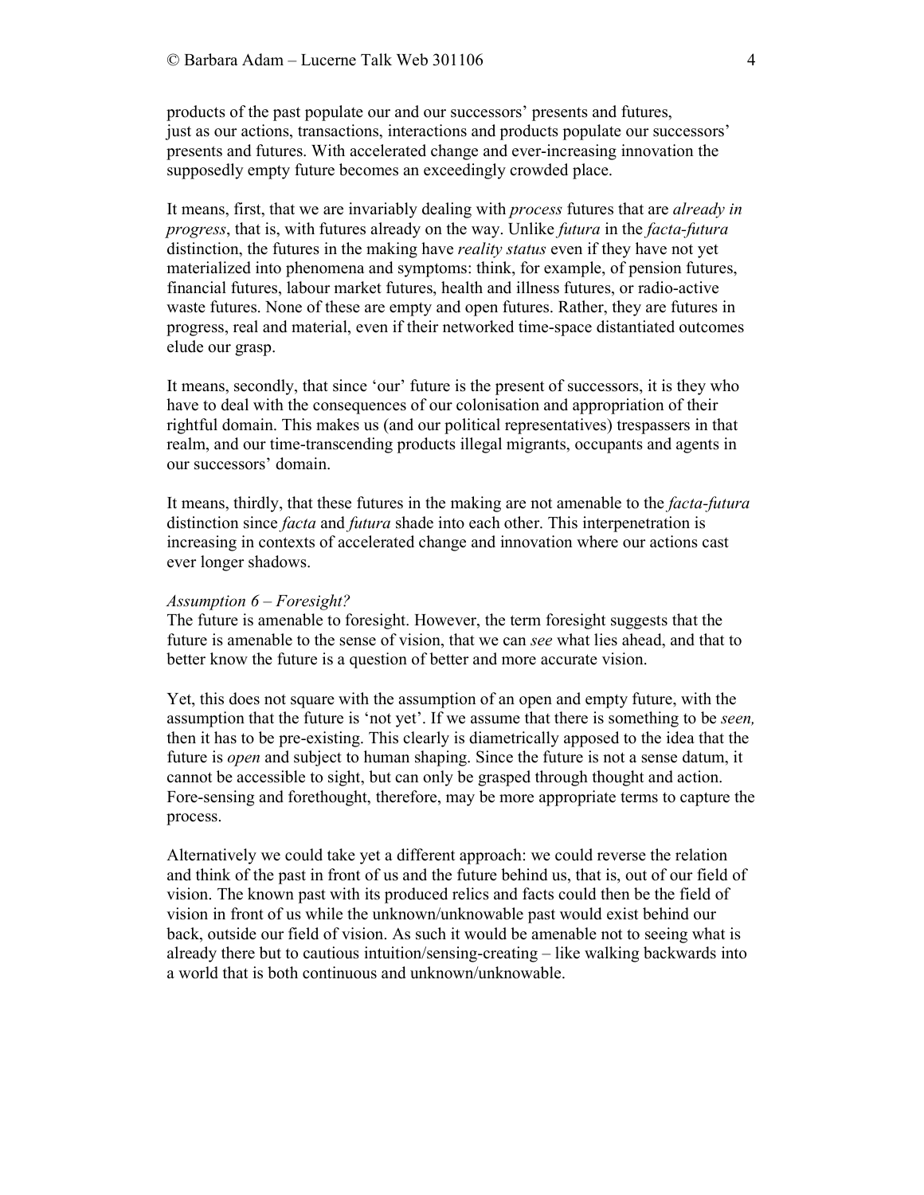products of the past populate our and our successors' presents and futures, just as our actions, transactions, interactions and products populate our successors' presents and futures. With accelerated change and ever-increasing innovation the supposedly empty future becomes an exceedingly crowded place.

It means, first, that we are invariably dealing with *process* futures that are *already in progress*, that is, with futures already on the way. Unlike *futura* in the *facta-futura* distinction, the futures in the making have *reality status* even if they have not yet materialized into phenomena and symptoms: think, for example, of pension futures, financial futures, labour market futures, health and illness futures, or radio-active waste futures. None of these are empty and open futures. Rather, they are futures in progress, real and material, even if their networked time-space distantiated outcomes elude our grasp.

It means, secondly, that since 'our' future is the present of successors, it is they who have to deal with the consequences of our colonisation and appropriation of their rightful domain. This makes us (and our political representatives) trespassers in that realm, and our time-transcending products illegal migrants, occupants and agents in our successors' domain.

It means, thirdly, that these futures in the making are not amenable to the *facta-futura* distinction since *facta* and *futura* shade into each other. This interpenetration is increasing in contexts of accelerated change and innovation where our actions cast ever longer shadows.

*Assumption 6 – Foresight?*

The future is amenable to foresight. However, the term foresight suggests that the future is amenable to the sense of vision, that we can *see* what lies ahead, and that to better know the future is a question of better and more accurate vision.

Yet, this does not square with the assumption of an open and empty future, with the assumption that the future is 'not yet'. If we assume that there is something to be *seen,* then it has to be pre-existing. This clearly is diametrically apposed to the idea that the future is *open* and subject to human shaping. Since the future is not a sense datum, it cannot be accessible to sight, but can only be grasped through thought and action. Fore-sensing and forethought, therefore, may be more appropriate terms to capture the process.

Alternatively we could take yet a different approach: we could reverse the relation and think of the past in front of us and the future behind us, that is, out of our field of vision. The known past with its produced relics and facts could then be the field of vision in front of us while the unknown/unknowable past would exist behind our back, outside our field of vision. As such it would be amenable not to seeing what is already there but to cautious intuition/sensing-creating – like walking backwards into a world that is both continuous and unknown/unknowable.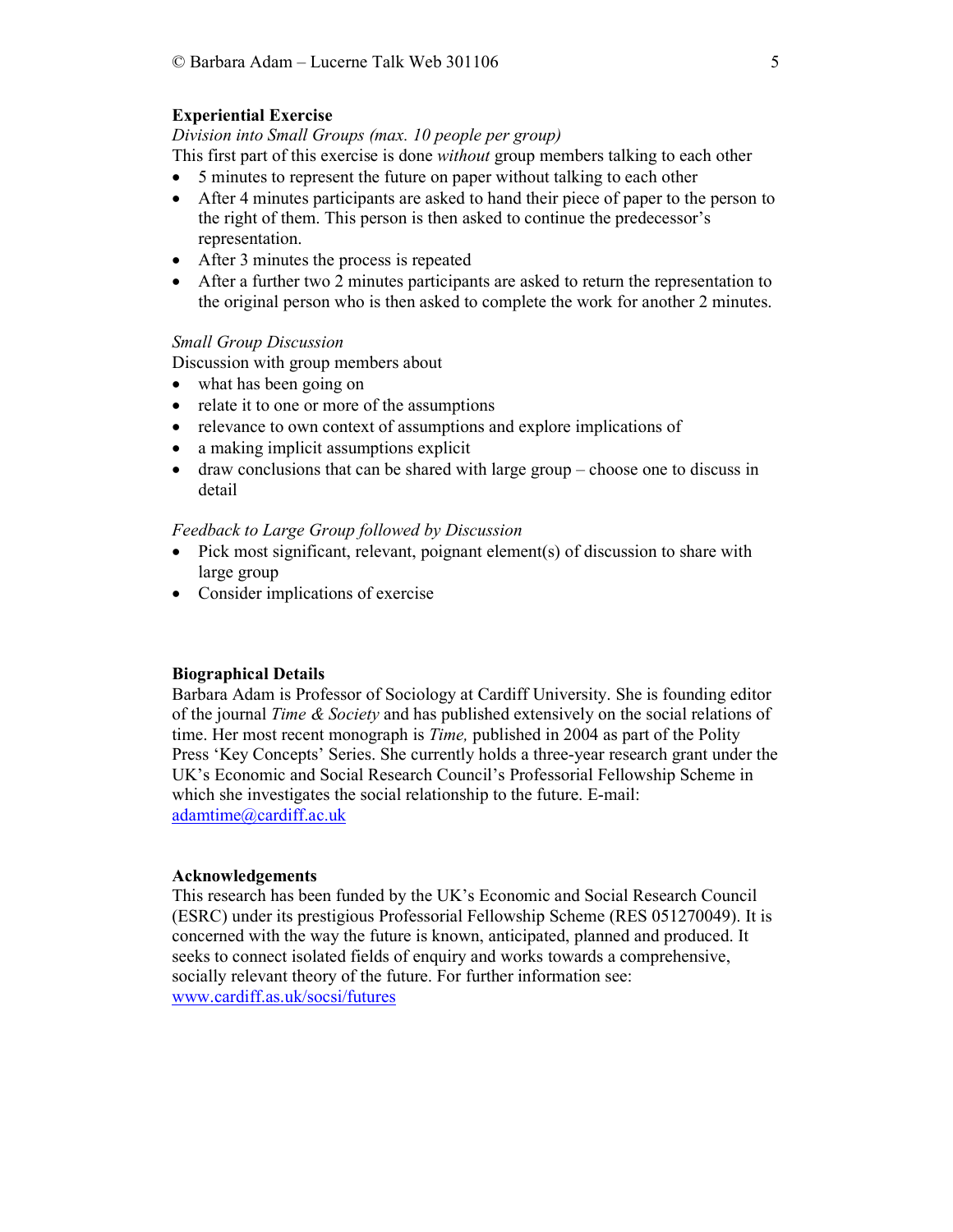**Experiential Exercise**

*Division into Small Groups (max. 10 people per group)*

This first part of this exercise is done *without* group members talking to each other

- 5 minutes to represent the future on paper without talking to each other
- After 4 minutes participants are asked to hand their piece of paper to the person to the right of them. This person is then asked to continue the predecessor's representation.
- After 3 minutes the process is repeated
- After a further two 2 minutes participants are asked to return the representation to the original person who is then asked to complete the work for another 2 minutes.

*Small Group Discussion*

Discussion with group members about

- what has been going on
- relate it to one or more of the assumptions
- relevance to own context of assumptions and explore implications of
- a making implicit assumptions explicit
- draw conclusions that can be shared with large group – choose one to discuss in detail

*Feedback to Large Group followed by Discussion*

- Pick most significant, relevant, poignant element(s) of discussion to share with large group
- Consider implications of exercise

**Biographical Details**

Barbara Adam is Professor of Sociology at Cardiff University. She is founding editor of the journal *Time & Society* and has published extensively on the social relations of time. Her most recent monograph is *Time,* published in 2004 as part of the Polity Press 'Key Concepts' Series. She currently holds a three-year research grant under the UK's Economic and Social Research Council's Professorial Fellowship Scheme in which she investigates the social relationship to the future. E-mail: adamtime@cardiff.ac.uk

**Acknowledgements**

This research has been funded by the UK's Economic and Social Research Council (ESRC) under its prestigious Professorial Fellowship Scheme (RES 051270049). It is concerned with the way the future is known, anticipated, planned and produced. It seeks to connect isolated fields of enquiry and works towards a comprehensive, socially relevant theory of the future. For further information see: www.cardiff.as.uk/socsi/futures